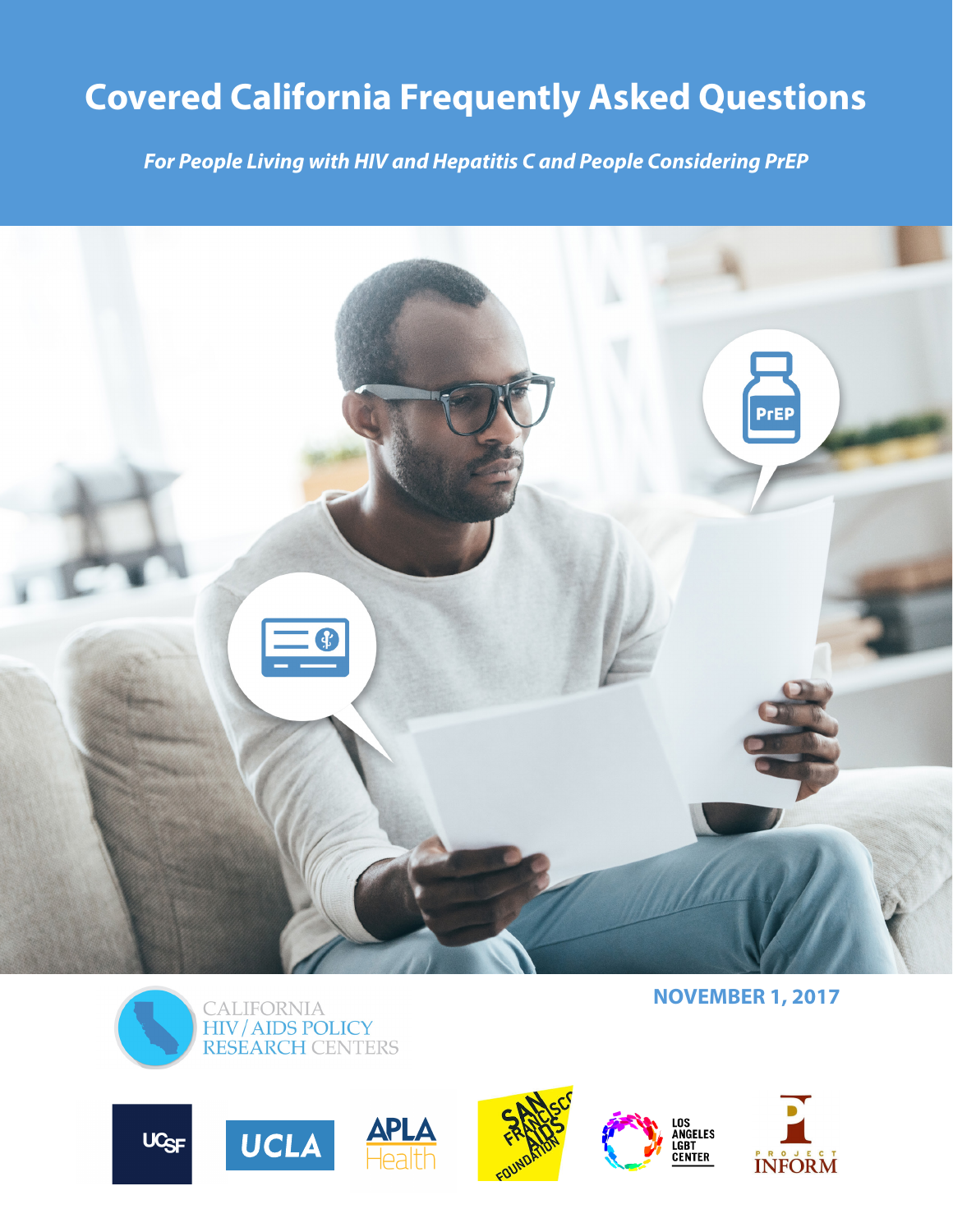# Covered California Frequently Asked Questions

***For People Living with HIV and Hepatitis C and People Considering PrEP***

**NOVEMBER 1, 2017**

CALIFORNIA HIV / AIDS POLICY RESEARCH CENTERS

UCSF

UCLA

APLA Health

San Francisco AIDS Foundation

Los Angeles LGBT Center

Project Inform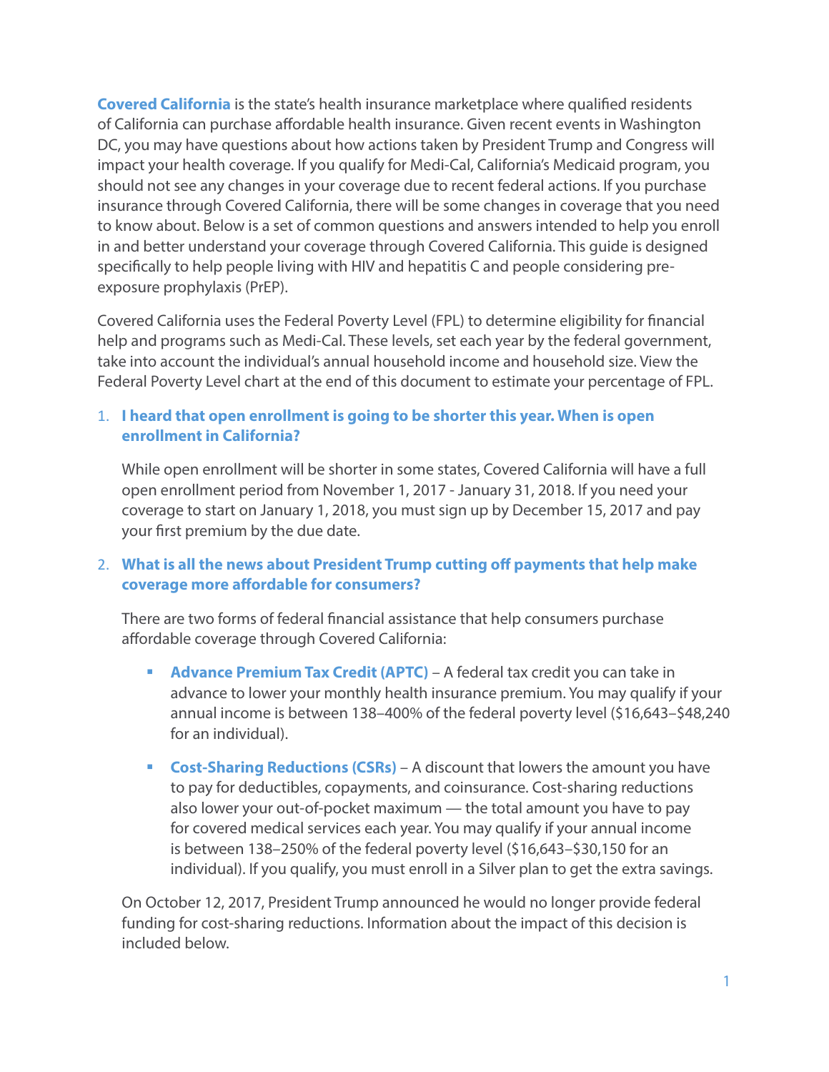**Covered California** is the state's health insurance marketplace where qualified residents of California can purchase affordable health insurance. Given recent events in Washington DC, you may have questions about how actions taken by President Trump and Congress will impact your health coverage. If you qualify for Medi-Cal, California's Medicaid program, you should not see any changes in your coverage due to recent federal actions. If you purchase insurance through Covered California, there will be some changes in coverage that you need to know about. Below is a set of common questions and answers intended to help you enroll in and better understand your coverage through Covered California. This guide is designed specifically to help people living with HIV and hepatitis C and people considering pre-exposure prophylaxis (PrEP).

Covered California uses the Federal Poverty Level (FPL) to determine eligibility for financial help and programs such as Medi-Cal. These levels, set each year by the federal government, take into account the individual's annual household income and household size. View the Federal Poverty Level chart at the end of this document to estimate your percentage of FPL.

1. **I heard that open enrollment is going to be shorter this year. When is open enrollment in California?**

   While open enrollment will be shorter in some states, Covered California will have a full open enrollment period from November 1, 2017 - January 31, 2018. If you need your coverage to start on January 1, 2018, you must sign up by December 15, 2017 and pay your first premium by the due date.

2. **What is all the news about President Trump cutting off payments that help make coverage more affordable for consumers?**

   There are two forms of federal financial assistance that help consumers purchase affordable coverage through Covered California:

   - **Advance Premium Tax Credit (APTC)** – A federal tax credit you can take in advance to lower your monthly health insurance premium. You may qualify if your annual income is between 138–400% of the federal poverty level ($16,643–$48,240 for an individual).
   - **Cost-Sharing Reductions (CSRs)** – A discount that lowers the amount you have to pay for deductibles, copayments, and coinsurance. Cost-sharing reductions also lower your out-of-pocket maximum — the total amount you have to pay for covered medical services each year. You may qualify if your annual income is between 138–250% of the federal poverty level ($16,643–$30,150 for an individual). If you qualify, you must enroll in a Silver plan to get the extra savings.

   On October 12, 2017, President Trump announced he would no longer provide federal funding for cost-sharing reductions. Information about the impact of this decision is included below.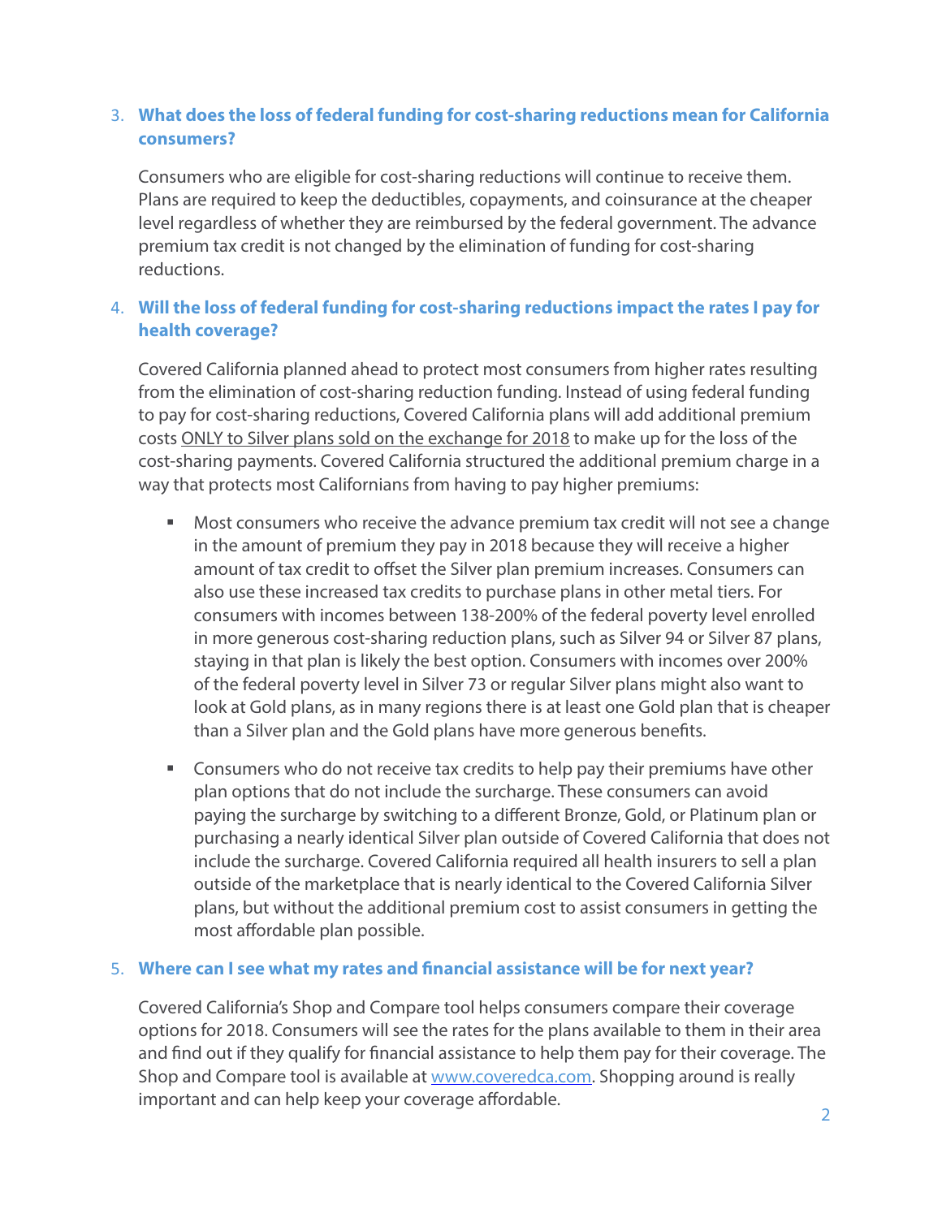3. **What does the loss of federal funding for cost-sharing reductions mean for California consumers?**

   Consumers who are eligible for cost-sharing reductions will continue to receive them. Plans are required to keep the deductibles, copayments, and coinsurance at the cheaper level regardless of whether they are reimbursed by the federal government. The advance premium tax credit is not changed by the elimination of funding for cost-sharing reductions.

4. **Will the loss of federal funding for cost-sharing reductions impact the rates I pay for health coverage?**

   Covered California planned ahead to protect most consumers from higher rates resulting from the elimination of cost-sharing reduction funding. Instead of using federal funding to pay for cost-sharing reductions, Covered California plans will add additional premium costs <u>ONLY to Silver plans sold on the exchange for 2018</u> to make up for the loss of the cost-sharing payments. Covered California structured the additional premium charge in a way that protects most Californians from having to pay higher premiums:

   - Most consumers who receive the advance premium tax credit will not see a change in the amount of premium they pay in 2018 because they will receive a higher amount of tax credit to offset the Silver plan premium increases. Consumers can also use these increased tax credits to purchase plans in other metal tiers. For consumers with incomes between 138-200% of the federal poverty level enrolled in more generous cost-sharing reduction plans, such as Silver 94 or Silver 87 plans, staying in that plan is likely the best option. Consumers with incomes over 200% of the federal poverty level in Silver 73 or regular Silver plans might also want to look at Gold plans, as in many regions there is at least one Gold plan that is cheaper than a Silver plan and the Gold plans have more generous benefits.

   - Consumers who do not receive tax credits to help pay their premiums have other plan options that do not include the surcharge. These consumers can avoid paying the surcharge by switching to a different Bronze, Gold, or Platinum plan or purchasing a nearly identical Silver plan outside of Covered California that does not include the surcharge. Covered California required all health insurers to sell a plan outside of the marketplace that is nearly identical to the Covered California Silver plans, but without the additional premium cost to assist consumers in getting the most affordable plan possible.

5. **Where can I see what my rates and financial assistance will be for next year?**

   Covered California's Shop and Compare tool helps consumers compare their coverage options for 2018. Consumers will see the rates for the plans available to them in their area and find out if they qualify for financial assistance to help them pay for their coverage. The Shop and Compare tool is available at [www.coveredca.com](http://www.coveredca.com). Shopping around is really important and can help keep your coverage affordable.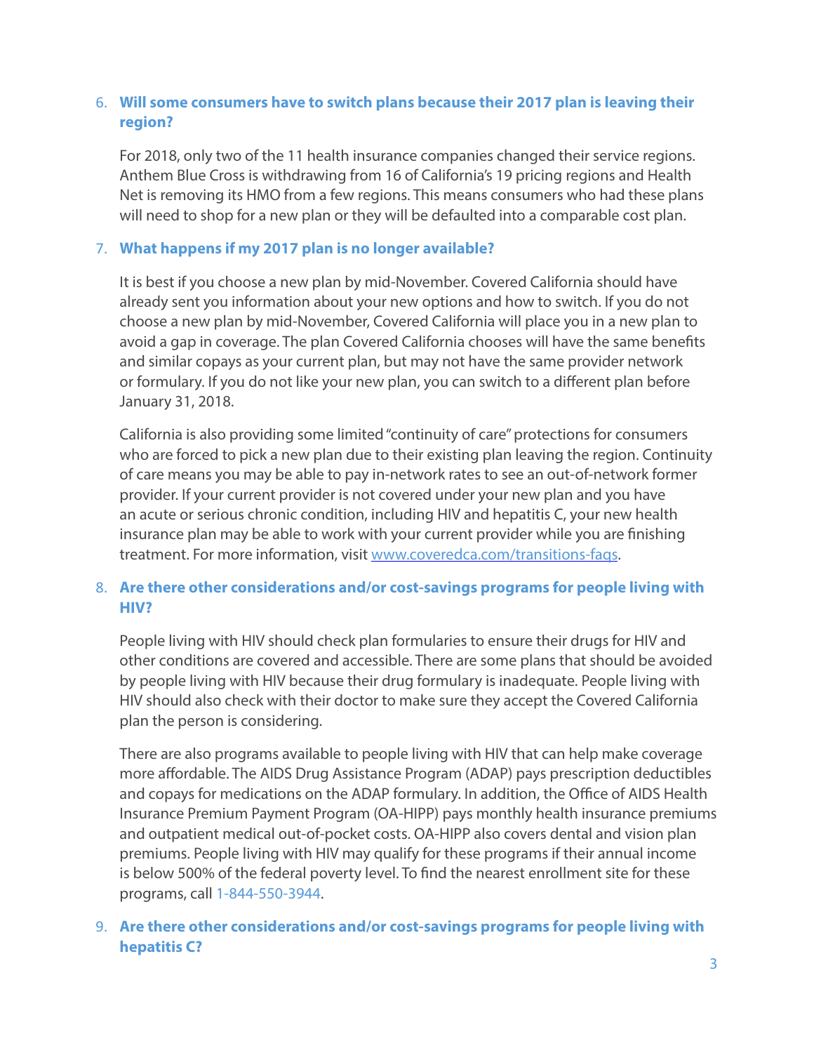6. **Will some consumers have to switch plans because their 2017 plan is leaving their region?**

   For 2018, only two of the 11 health insurance companies changed their service regions. Anthem Blue Cross is withdrawing from 16 of California's 19 pricing regions and Health Net is removing its HMO from a few regions. This means consumers who had these plans will need to shop for a new plan or they will be defaulted into a comparable cost plan.

7. **What happens if my 2017 plan is no longer available?**

   It is best if you choose a new plan by mid-November. Covered California should have already sent you information about your new options and how to switch. If you do not choose a new plan by mid-November, Covered California will place you in a new plan to avoid a gap in coverage. The plan Covered California chooses will have the same benefits and similar copays as your current plan, but may not have the same provider network or formulary. If you do not like your new plan, you can switch to a different plan before January 31, 2018.

   California is also providing some limited "continuity of care" protections for consumers who are forced to pick a new plan due to their existing plan leaving the region. Continuity of care means you may be able to pay in-network rates to see an out-of-network former provider. If your current provider is not covered under your new plan and you have an acute or serious chronic condition, including HIV and hepatitis C, your new health insurance plan may be able to work with your current provider while you are finishing treatment. For more information, visit [www.coveredca.com/transitions-faqs](www.coveredca.com/transitions-faqs).

8. **Are there other considerations and/or cost-savings programs for people living with HIV?**

   People living with HIV should check plan formularies to ensure their drugs for HIV and other conditions are covered and accessible. There are some plans that should be avoided by people living with HIV because their drug formulary is inadequate. People living with HIV should also check with their doctor to make sure they accept the Covered California plan the person is considering.

   There are also programs available to people living with HIV that can help make coverage more affordable. The AIDS Drug Assistance Program (ADAP) pays prescription deductibles and copays for medications on the ADAP formulary. In addition, the Office of AIDS Health Insurance Premium Payment Program (OA-HIPP) pays monthly health insurance premiums and outpatient medical out-of-pocket costs. OA-HIPP also covers dental and vision plan premiums. People living with HIV may qualify for these programs if their annual income is below 500% of the federal poverty level. To find the nearest enrollment site for these programs, call 1-844-550-3944.

9. **Are there other considerations and/or cost-savings programs for people living with hepatitis C?**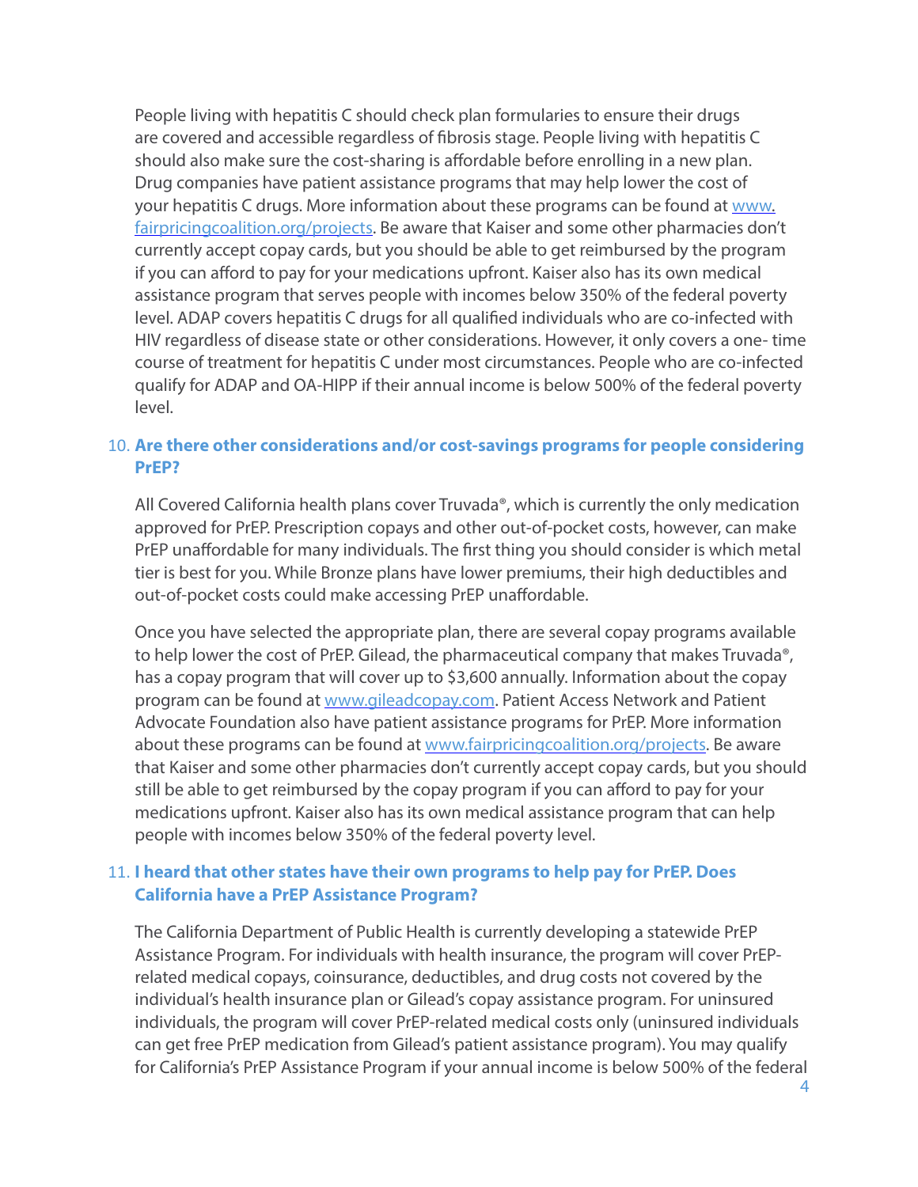People living with hepatitis C should check plan formularies to ensure their drugs are covered and accessible regardless of fibrosis stage. People living with hepatitis C should also make sure the cost-sharing is affordable before enrolling in a new plan. Drug companies have patient assistance programs that may help lower the cost of your hepatitis C drugs. More information about these programs can be found at [www.fairpricingcoalition.org/projects](www.fairpricingcoalition.org/projects). Be aware that Kaiser and some other pharmacies don't currently accept copay cards, but you should be able to get reimbursed by the program if you can afford to pay for your medications upfront. Kaiser also has its own medical assistance program that serves people with incomes below 350% of the federal poverty level. ADAP covers hepatitis C drugs for all qualified individuals who are co-infected with HIV regardless of disease state or other considerations. However, it only covers a one- time course of treatment for hepatitis C under most circumstances. People who are co-infected qualify for ADAP and OA-HIPP if their annual income is below 500% of the federal poverty level.

10. **Are there other considerations and/or cost-savings programs for people considering PrEP?**

All Covered California health plans cover Truvada®, which is currently the only medication approved for PrEP. Prescription copays and other out-of-pocket costs, however, can make PrEP unaffordable for many individuals. The first thing you should consider is which metal tier is best for you. While Bronze plans have lower premiums, their high deductibles and out-of-pocket costs could make accessing PrEP unaffordable.

Once you have selected the appropriate plan, there are several copay programs available to help lower the cost of PrEP. Gilead, the pharmaceutical company that makes Truvada®, has a copay program that will cover up to $3,600 annually. Information about the copay program can be found at [www.gileadcopay.com](www.gileadcopay.com). Patient Access Network and Patient Advocate Foundation also have patient assistance programs for PrEP. More information about these programs can be found at [www.fairpricingcoalition.org/projects](www.fairpricingcoalition.org/projects). Be aware that Kaiser and some other pharmacies don't currently accept copay cards, but you should still be able to get reimbursed by the copay program if you can afford to pay for your medications upfront. Kaiser also has its own medical assistance program that can help people with incomes below 350% of the federal poverty level.

11. **I heard that other states have their own programs to help pay for PrEP. Does California have a PrEP Assistance Program?**

The California Department of Public Health is currently developing a statewide PrEP Assistance Program. For individuals with health insurance, the program will cover PrEP-related medical copays, coinsurance, deductibles, and drug costs not covered by the individual's health insurance plan or Gilead's copay assistance program. For uninsured individuals, the program will cover PrEP-related medical costs only (uninsured individuals can get free PrEP medication from Gilead's patient assistance program). You may qualify for California's PrEP Assistance Program if your annual income is below 500% of the federal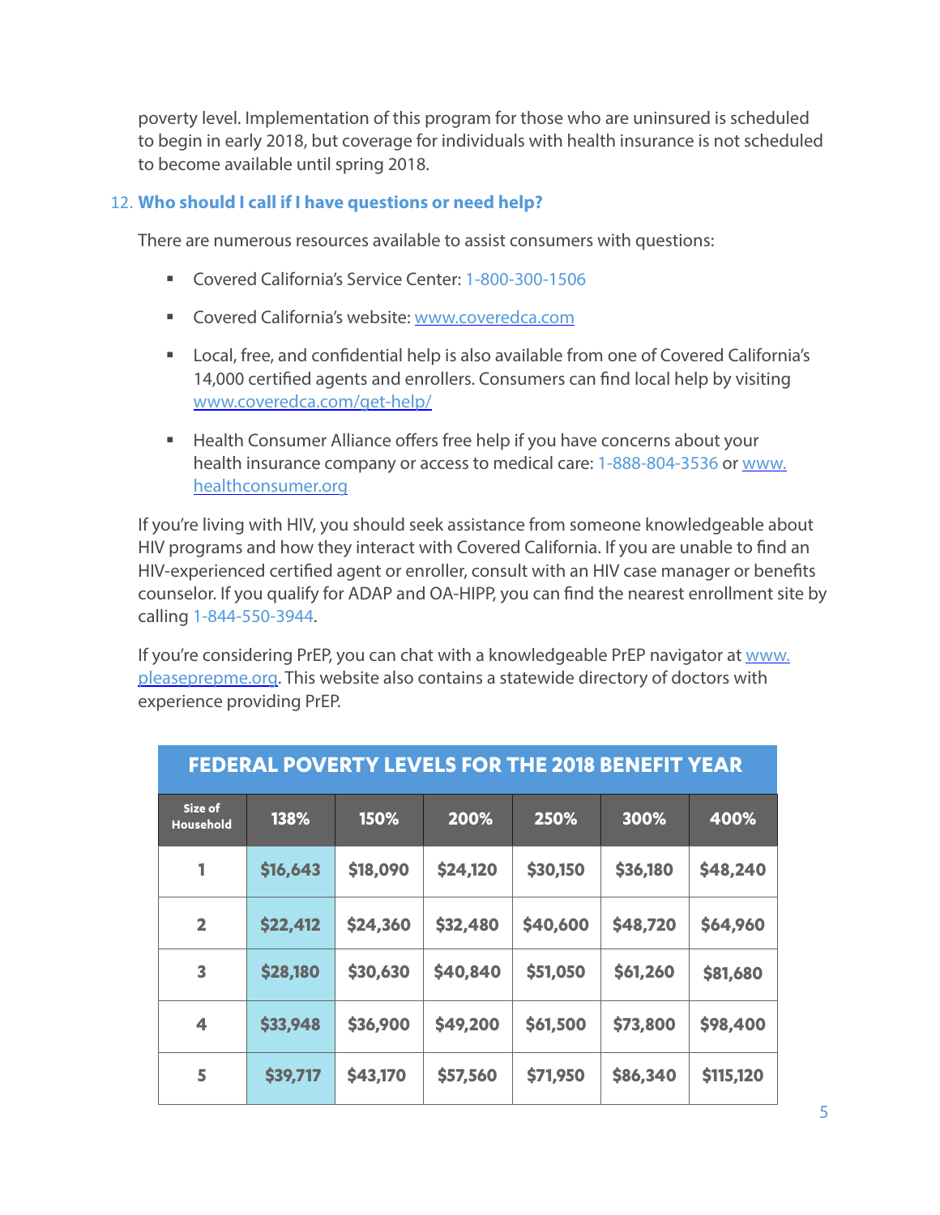poverty level. Implementation of this program for those who are uninsured is scheduled to begin in early 2018, but coverage for individuals with health insurance is not scheduled to become available until spring 2018.

12. **Who should I call if I have questions or need help?**

There are numerous resources available to assist consumers with questions:

- Covered California's Service Center: 1-800-300-1506
- Covered California's website: www.coveredca.com
- Local, free, and confidential help is also available from one of Covered California's 14,000 certified agents and enrollers. Consumers can find local help by visiting www.coveredca.com/get-help/
- Health Consumer Alliance offers free help if you have concerns about your health insurance company or access to medical care: 1-888-804-3536 or www.healthconsumer.org

If you're living with HIV, you should seek assistance from someone knowledgeable about HIV programs and how they interact with Covered California. If you are unable to find an HIV-experienced certified agent or enroller, consult with an HIV case manager or benefits counselor. If you qualify for ADAP and OA-HIPP, you can find the nearest enrollment site by calling 1-844-550-3944.

If you're considering PrEP, you can chat with a knowledgeable PrEP navigator at www.pleaseprepme.org. This website also contains a statewide directory of doctors with experience providing PrEP.

**FEDERAL POVERTY LEVELS FOR THE 2018 BENEFIT YEAR**

| Size of Household | 138% | 150% | 200% | 250% | 300% | 400% |
|---|---|---|---|---|---|---|
| 1 | $16,643 | $18,090 | $24,120 | $30,150 | $36,180 | $48,240 |
| 2 | $22,412 | $24,360 | $32,480 | $40,600 | $48,720 | $64,960 |
| 3 | $28,180 | $30,630 | $40,840 | $51,050 | $61,260 | $81,680 |
| 4 | $33,948 | $36,900 | $49,200 | $61,500 | $73,800 | $98,400 |
| 5 | $39,717 | $43,170 | $57,560 | $71,950 | $86,340 | $115,120 |